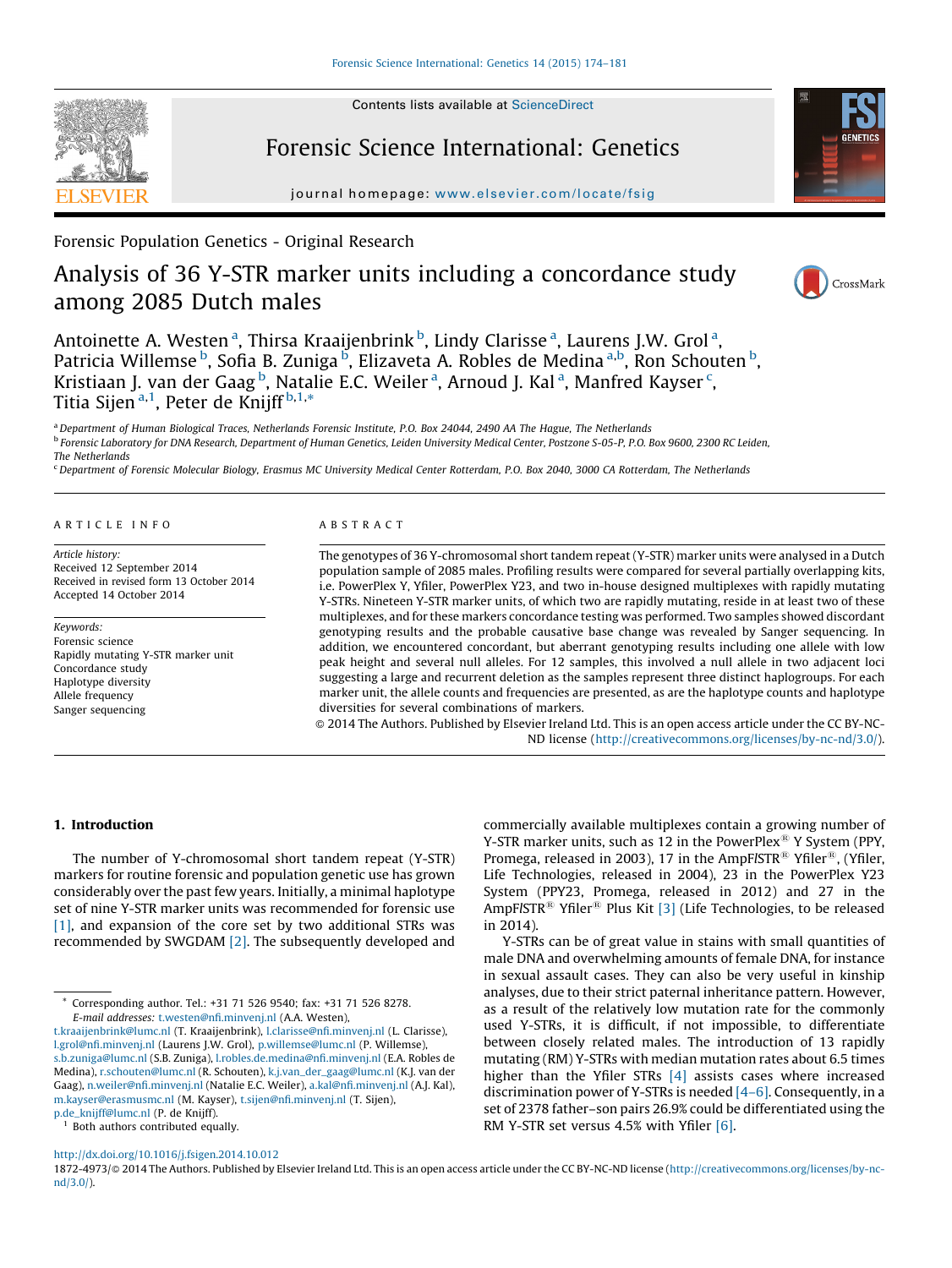Forensic Population Genetics - Original Research

# Analysis of 36 Y-STR marker units including a concordance study among 2085 Dutch males

Antoinette A. Westen [a], Thirsa Kraaijenbrink [b], Lindy Clarisse [a], Laurens J.W. Grol [a], Patricia Willemse [b], Sofia B. Zuniga [b], Elizaveta A. Robles de Medina [a,b], Ron Schouten [b], Kristiaan J. van der Gaag [b], Natalie E.C. Weiler [a], Arnoud J. Kal [a], Manfred Kayser [c], Titia Sijen [a,1], Peter de Knijff [b,1,*]

[a] Department of Human Biological Traces, Netherlands Forensic Institute, P.O. Box 24044, 2490 AA The Hague, The Netherlands
[b] Forensic Laboratory for DNA Research, Department of Human Genetics, Leiden University Medical Center, Postzone S-05-P, P.O. Box 9600, 2300 RC Leiden, The Netherlands
[c] Department of Forensic Molecular Biology, Erasmus MC University Medical Center Rotterdam, P.O. Box 2040, 3000 CA Rotterdam, The Netherlands

## ARTICLE INFO

*Article history:*
Received 12 September 2014
Received in revised form 13 October 2014
Accepted 14 October 2014

*Keywords:*
Forensic science
Rapidly mutating Y-STR marker unit
Concordance study
Haplotype diversity
Allele frequency
Sanger sequencing

## ABSTRACT

The genotypes of 36 Y-chromosomal short tandem repeat (Y-STR) marker units were analysed in a Dutch population sample of 2085 males. Profiling results were compared for several partially overlapping kits, i.e. PowerPlex Y, Yfiler, PowerPlex Y23, and two in-house designed multiplexes with rapidly mutating Y-STRs. Nineteen Y-STR marker units, of which two are rapidly mutating, reside in at least two of these multiplexes, and for these markers concordance testing was performed. Two samples showed discordant genotyping results and the probable causative base change was revealed by Sanger sequencing. In addition, we encountered concordant, but aberrant genotyping results including one allele with low peak height and several null alleles. For 12 samples, this involved a null allele in two adjacent loci suggesting a large and recurrent deletion as the samples represent three distinct haplogroups. For each marker unit, the allele counts and frequencies are presented, as are the haplotype counts and haplotype diversities for several combinations of markers.

© 2014 The Authors. Published by Elsevier Ireland Ltd. This is an open access article under the CC BY-NC-ND license (http://creativecommons.org/licenses/by-nc-nd/3.0/).

## 1. Introduction

The number of Y-chromosomal short tandem repeat (Y-STR) markers for routine forensic and population genetic use has grown considerably over the past few years. Initially, a minimal haplotype set of nine Y-STR marker units was recommended for forensic use [1], and expansion of the core set by two additional STRs was recommended by SWGDAM [2]. The subsequently developed and commercially available multiplexes contain a growing number of Y-STR marker units, such as 12 in the PowerPlex® Y System (PPY, Promega, released in 2003), 17 in the AmpFlSTR® Yfiler®, (Yfiler, Life Technologies, released in 2004), 23 in the PowerPlex Y23 System (PPY23, Promega, released in 2012) and 27 in the AmpFlSTR® Yfiler® Plus Kit [3] (Life Technologies, to be released in 2014).

Y-STRs can be of great value in stains with small quantities of male DNA and overwhelming amounts of female DNA, for instance in sexual assault cases. They can also be very useful in kinship analyses, due to their strict paternal inheritance pattern. However, as a result of the relatively low mutation rate for the commonly used Y-STRs, it is difficult, if not impossible, to differentiate between closely related males. The introduction of 13 rapidly mutating (RM) Y-STRs with median mutation rates about 6.5 times higher than the Yfiler STRs [4] assists cases where increased discrimination power of Y-STRs is needed [4–6]. Consequently, in a set of 2378 father–son pairs 26.9% could be differentiated using the RM Y-STR set versus 4.5% with Yfiler [6].

* Corresponding author. Tel.: +31 71 526 9540; fax: +31 71 526 8278.
*E-mail addresses:* t.westen@nfi.minvenj.nl (A.A. Westen), t.kraaijenbrink@lumc.nl (T. Kraaijenbrink), l.clarisse@nfi.minvenj.nl (L. Clarisse), l.grol@nfi.minvenj.nl (Laurens J.W. Grol), p.willemse@lumc.nl (P. Willemse), s.b.zuniga@lumc.nl (S.B. Zuniga), l.robles.de.medina@nfi.minvenj.nl (E.A. Robles de Medina), r.schouten@lumc.nl (R. Schouten), k.j.van_der_gaag@lumc.nl (K.J. van der Gaag), n.weiler@nfi.minvenj.nl (Natalie E.C. Weiler), a.kal@nfi.minvenj.nl (A.J. Kal), m.kayser@erasmusmc.nl (M. Kayser), t.sijen@nfi.minvenj.nl (T. Sijen), p.de_knijff@lumc.nl (P. de Knijff).
[1] Both authors contributed equally.

http://dx.doi.org/10.1016/j.fsigen.2014.10.012
1872-4973/© 2014 The Authors. Published by Elsevier Ireland Ltd. This is an open access article under the CC BY-NC-ND license (http://creativecommons.org/licenses/by-nc-nd/3.0/).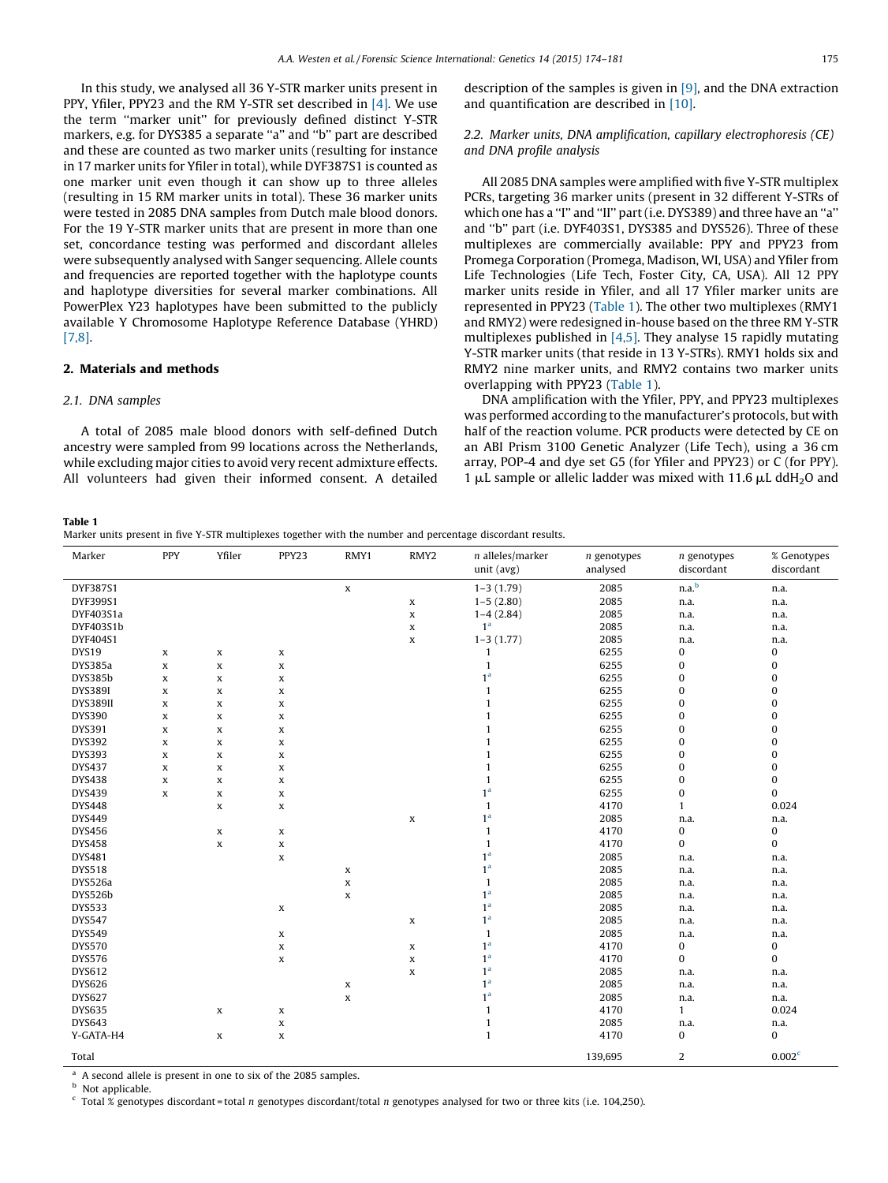In this study, we analysed all 36 Y-STR marker units present in PPY, Yfiler, PPY23 and the RM Y-STR set described in [4]. We use the term "marker unit" for previously defined distinct Y-STR markers, e.g. for DYS385 a separate "a" and "b" part are described and these are counted as two marker units (resulting for instance in 17 marker units for Yfiler in total), while DYF387S1 is counted as one marker unit even though it can show up to three alleles (resulting in 15 RM marker units in total). These 36 marker units were tested in 2085 DNA samples from Dutch male blood donors. For the 19 Y-STR marker units that are present in more than one set, concordance testing was performed and discordant alleles were subsequently analysed with Sanger sequencing. Allele counts and frequencies are reported together with the haplotype counts and haplotype diversities for several marker combinations. All PowerPlex Y23 haplotypes have been submitted to the publicly available Y Chromosome Haplotype Reference Database (YHRD) [7,8].

## 2. Materials and methods

### 2.1. DNA samples

A total of 2085 male blood donors with self-defined Dutch ancestry were sampled from 99 locations across the Netherlands, while excluding major cities to avoid very recent admixture effects. All volunteers had given their informed consent. A detailed description of the samples is given in [9], and the DNA extraction and quantification are described in [10].

### 2.2. Marker units, DNA amplification, capillary electrophoresis (CE) and DNA profile analysis

All 2085 DNA samples were amplified with five Y-STR multiplex PCRs, targeting 36 marker units (present in 32 different Y-STRs of which one has a "I" and "II" part (i.e. DYS389) and three have an "a" and "b" part (i.e. DYF403S1, DYS385 and DYS526). Three of these multiplexes are commercially available: PPY and PPY23 from Promega Corporation (Promega, Madison, WI, USA) and Yfiler from Life Technologies (Life Tech, Foster City, CA, USA). All 12 PPY marker units reside in Yfiler, and all 17 Yfiler marker units are represented in PPY23 (Table 1). The other two multiplexes (RMY1 and RMY2) were redesigned in-house based on the three RM Y-STR multiplexes published in [4,5]. They analyse 15 rapidly mutating Y-STR marker units (that reside in 13 Y-STRs). RMY1 holds six and RMY2 nine marker units, and RMY2 contains two marker units overlapping with PPY23 (Table 1).

DNA amplification with the Yfiler, PPY, and PPY23 multiplexes was performed according to the manufacturer's protocols, but with half of the reaction volume. PCR products were detected by CE on an ABI Prism 3100 Genetic Analyzer (Life Tech), using a 36 cm array, POP-4 and dye set G5 (for Yfiler and PPY23) or C (for PPY). 1 μL sample or allelic ladder was mixed with 11.6 μL $ddH_2O$ and

**Table 1**
Marker units present in five Y-STR multiplexes together with the number and percentage discordant results.

| Marker | PPY | Yfiler | PPY23 | RMY1 | RMY2 | *n* alleles/marker unit (avg) | *n* genotypes analysed | *n* genotypes discordant | % Genotypes discordant |
|---|---|---|---|---|---|---|---|---|---|
| DYF387S1 | | | | x | | 1–3 (1.79) | 2085 | n.a.[b] | n.a. |
| DYF399S1 | | | | | x | 1–5 (2.80) | 2085 | n.a. | n.a. |
| DYF403S1a | | | | | x | 1–4 (2.84) | 2085 | n.a. | n.a. |
| DYF403S1b | | | | | x | 1[a] | 2085 | n.a. | n.a. |
| DYF404S1 | | | | | x | 1–3 (1.77) | 2085 | n.a. | n.a. |
| DYS19 | x | x | x | | | 1 | 6255 | 0 | 0 |
| DYS385a | x | x | x | | | 1 | 6255 | 0 | 0 |
| DYS385b | x | x | x | | | 1[a] | 6255 | 0 | 0 |
| DYS389I | x | x | x | | | 1 | 6255 | 0 | 0 |
| DYS389II | x | x | x | | | 1 | 6255 | 0 | 0 |
| DYS390 | x | x | x | | | 1 | 6255 | 0 | 0 |
| DYS391 | x | x | x | | | 1 | 6255 | 0 | 0 |
| DYS392 | x | x | x | | | 1 | 6255 | 0 | 0 |
| DYS393 | x | x | x | | | 1 | 6255 | 0 | 0 |
| DYS437 | x | x | x | | | 1 | 6255 | 0 | 0 |
| DYS438 | x | x | x | | | 1 | 6255 | 0 | 0 |
| DYS439 | x | x | x | | | 1[a] | 6255 | 0 | 0 |
| DYS448 | | x | x | | | 1 | 4170 | 1 | 0.024 |
| DYS449 | | | | | x | 1[a] | 2085 | n.a. | n.a. |
| DYS456 | | x | x | | | 1 | 4170 | 0 | 0 |
| DYS458 | | x | x | | | 1 | 4170 | 0 | 0 |
| DYS481 | | | x | | | 1[a] | 2085 | n.a. | n.a. |
| DYS518 | | | | x | | 1[a] | 2085 | n.a. | n.a. |
| DYS526a | | | | x | | 1 | 2085 | n.a. | n.a. |
| DYS526b | | | | x | | 1[a] | 2085 | n.a. | n.a. |
| DYS533 | | | x | | | 1[a] | 2085 | n.a. | n.a. |
| DYS547 | | | | | x | 1[a] | 2085 | n.a. | n.a. |
| DYS549 | | | x | | | 1 | 2085 | n.a. | n.a. |
| DYS570 | | | x | | x | 1[a] | 4170 | 0 | 0 |
| DYS576 | | | x | | x | 1[a] | 4170 | 0 | 0 |
| DYS612 | | | | | x | 1[a] | 2085 | n.a. | n.a. |
| DYS626 | | | | x | | 1[a] | 2085 | n.a. | n.a. |
| DYS627 | | | | x | | 1[a] | 2085 | n.a. | n.a. |
| DYS635 | | x | x | | | 1 | 4170 | 1 | 0.024 |
| DYS643 | | | x | | | 1 | 2085 | n.a. | n.a. |
| Y-GATA-H4 | | x | x | | | 1 | 4170 | 0 | 0 |
| Total | | | | | | | 139,695 | 2 | 0.002[c] |

[a] A second allele is present in one to six of the 2085 samples.
[b] Not applicable.
[c] Total % genotypes discordant = total *n* genotypes discordant/total *n* genotypes analysed for two or three kits (i.e. 104,250).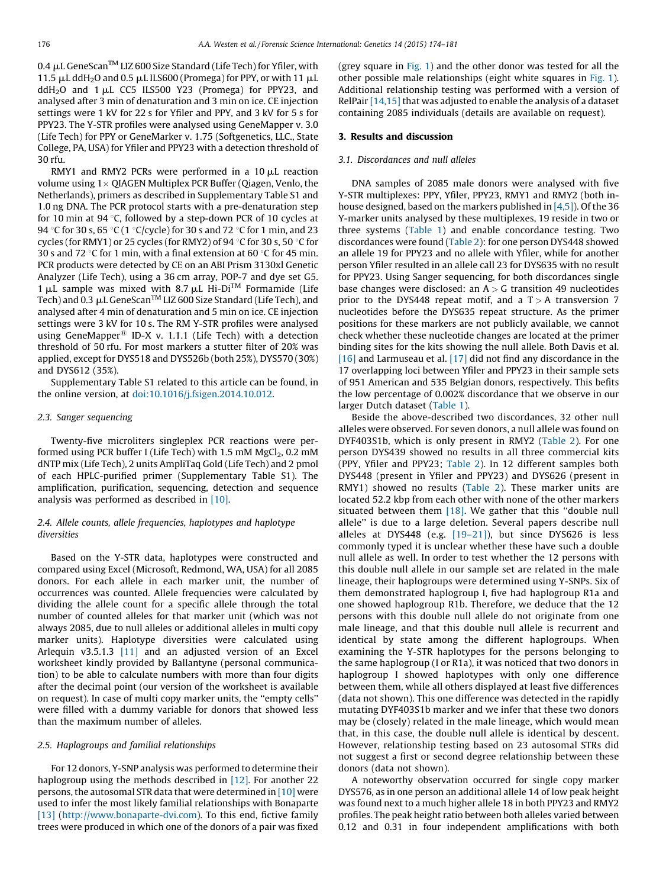0.4 μL GeneScan™ LIZ 600 Size Standard (Life Tech) for Yfiler, with 11.5 μL $ddH_2O$ and 0.5 μL ILS600 (Promega) for PPY, or with 11 μL $ddH_2O$ and 1 μL CC5 ILS500 Y23 (Promega) for PPY23, and analysed after 3 min of denaturation and 3 min on ice. CE injection settings were 1 kV for 22 s for Yfiler and PPY, and 3 kV for 5 s for PPY23. The Y-STR profiles were analysed using GeneMapper v. 3.0 (Life Tech) for PPY or GeneMarker v. 1.75 (Softgenetics, LLC., State College, PA, USA) for Yfiler and PPY23 with a detection threshold of 30 rfu.

RMY1 and RMY2 PCRs were performed in a 10 μL reaction volume using 1× QIAGEN Multiplex PCR Buffer (Qiagen, Venlo, the Netherlands), primers as described in Supplementary Table S1 and 1.0 ng DNA. The PCR protocol starts with a pre-denaturation step for 10 min at 94 °C, followed by a step-down PCR of 10 cycles at 94 °C for 30 s, 65 °C (1 °C/cycle) for 30 s and 72 °C for 1 min, and 23 cycles (for RMY1) or 25 cycles (for RMY2) of 94 °C for 30 s, 50 °C for 30 s and 72 °C for 1 min, with a final extension at 60 °C for 45 min. PCR products were detected by CE on an ABI Prism 3130xl Genetic Analyzer (Life Tech), using a 36 cm array, POP-7 and dye set G5. 1 μL sample was mixed with 8.7 μL Hi-Di™ Formamide (Life Tech) and 0.3 μL GeneScan™ LIZ 600 Size Standard (Life Tech), and analysed after 4 min of denaturation and 5 min on ice. CE injection settings were 3 kV for 10 s. The RM Y-STR profiles were analysed using GeneMapper® ID-X v. 1.1.1 (Life Tech) with a detection threshold of 50 rfu. For most markers a stutter filter of 20% was applied, except for DYS518 and DYS526b (both 25%), DYS570 (30%) and DYS612 (35%).

Supplementary Table S1 related to this article can be found, in the online version, at doi:10.1016/j.fsigen.2014.10.012.

### 2.3. Sanger sequencing

Twenty-five microliters singleplex PCR reactions were performed using PCR buffer I (Life Tech) with 1.5 mM $MgCl_2$, 0.2 mM dNTP mix (Life Tech), 2 units AmpliTaq Gold (Life Tech) and 2 pmol of each HPLC-purified primer (Supplementary Table S1). The amplification, purification, sequencing, detection and sequence analysis was performed as described in [10].

### 2.4. Allele counts, allele frequencies, haplotypes and haplotype diversities

Based on the Y-STR data, haplotypes were constructed and compared using Excel (Microsoft, Redmond, WA, USA) for all 2085 donors. For each allele in each marker unit, the number of occurrences was counted. Allele frequencies were calculated by dividing the allele count for a specific allele through the total number of counted alleles for that marker unit (which was not always 2085, due to null alleles or additional alleles in multi copy marker units). Haplotype diversities were calculated using Arlequin v3.5.1.3 [11] and an adjusted version of an Excel worksheet kindly provided by Ballantyne (personal communication) to be able to calculate numbers with more than four digits after the decimal point (our version of the worksheet is available on request). In case of multi copy marker units, the "empty cells" were filled with a dummy variable for donors that showed less than the maximum number of alleles.

### 2.5. Haplogroups and familial relationships

For 12 donors, Y-SNP analysis was performed to determine their haplogroup using the methods described in [12]. For another 22 persons, the autosomal STR data that were determined in [10] were used to infer the most likely familial relationships with Bonaparte [13] (http://www.bonaparte-dvi.com). To this end, fictive family trees were produced in which one of the donors of a pair was fixed (grey square in Fig. 1) and the other donor was tested for all the other possible male relationships (eight white squares in Fig. 1). Additional relationship testing was performed with a version of RelPair [14,15] that was adjusted to enable the analysis of a dataset containing 2085 individuals (details are available on request).

## 3. Results and discussion

### 3.1. Discordances and null alleles

DNA samples of 2085 male donors were analysed with five Y-STR multiplexes: PPY, Yfiler, PPY23, RMY1 and RMY2 (both in-house designed, based on the markers published in [4,5]). Of the 36 Y-marker units analysed by these multiplexes, 19 reside in two or three systems (Table 1) and enable concordance testing. Two discordances were found (Table 2): for one person DYS448 showed an allele 19 for PPY23 and no allele with Yfiler, while for another person Yfiler resulted in an allele call 23 for DYS635 with no result for PPY23. Using Sanger sequencing, for both discordances single base changes were disclosed: an A > G transition 49 nucleotides prior to the DYS448 repeat motif, and a T > A transversion 7 nucleotides before the DYS635 repeat structure. As the primer positions for these markers are not publicly available, we cannot check whether these nucleotide changes are located at the primer binding sites for the kits showing the null allele. Both Davis et al. [16] and Larmuseau et al. [17] did not find any discordance in the 17 overlapping loci between Yfiler and PPY23 in their sample sets of 951 American and 535 Belgian donors, respectively. This befits the low percentage of 0.002% discordance that we observe in our larger Dutch dataset (Table 1).

Beside the above-described two discordances, 32 other null alleles were observed. For seven donors, a null allele was found on DYF403S1b, which is only present in RMY2 (Table 2). For one person DYS439 showed no results in all three commercial kits (PPY, Yfiler and PPY23; Table 2). In 12 different samples both DYS448 (present in Yfiler and PPY23) and DYS626 (present in RMY1) showed no results (Table 2). These marker units are located 52.2 kbp from each other with none of the other markers situated between them [18]. We gather that this "double null allele" is due to a large deletion. Several papers describe null alleles at DYS448 (e.g. [19–21]), but since DYS626 is less commonly typed it is unclear whether these have such a double null allele as well. In order to test whether the 12 persons with this double null allele in our sample set are related in the male lineage, their haplogroups were determined using Y-SNPs. Six of them demonstrated haplogroup I, five had haplogroup R1a and one showed haplogroup R1b. Therefore, we deduce that the 12 persons with this double null allele do not originate from one male lineage, and that this double null allele is recurrent and identical by state among the different haplogroups. When examining the Y-STR haplotypes for the persons belonging to the same haplogroup (I or R1a), it was noticed that two donors in haplogroup I showed haplotypes with only one difference between them, while all others displayed at least five differences (data not shown). This one difference was detected in the rapidly mutating DYF403S1b marker and we infer that these two donors may be (closely) related in the male lineage, which would mean that, in this case, the double null allele is identical by descent. However, relationship testing based on 23 autosomal STRs did not suggest a first or second degree relationship between these donors (data not shown).

A noteworthy observation occurred for single copy marker DYS576, as in one person an additional allele 14 of low peak height was found next to a much higher allele 18 in both PPY23 and RMY2 profiles. The peak height ratio between both alleles varied between 0.12 and 0.31 in four independent amplifications with both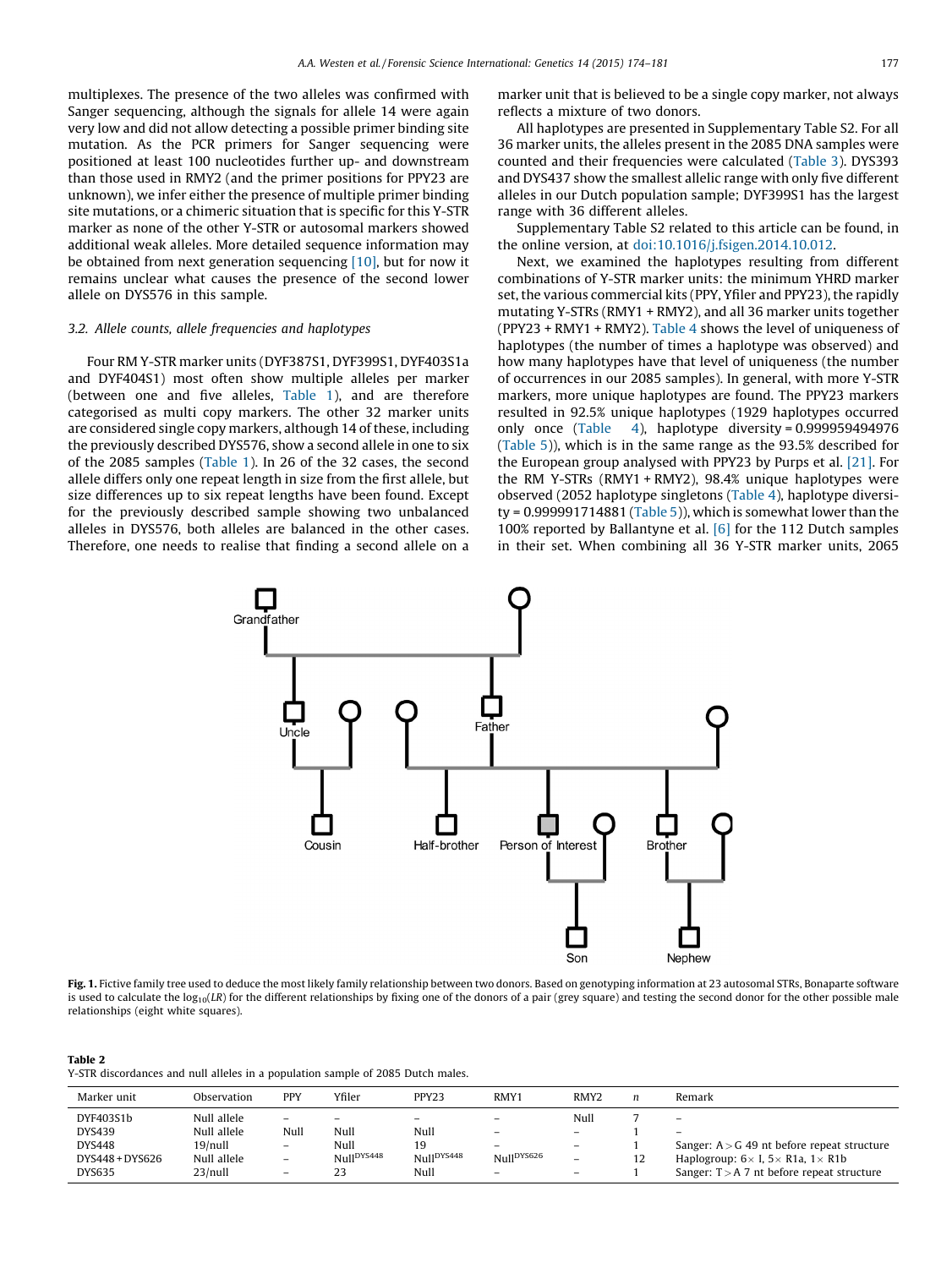multiplexes. The presence of the two alleles was confirmed with Sanger sequencing, although the signals for allele 14 were again very low and did not allow detecting a possible primer binding site mutation. As the PCR primers for Sanger sequencing were positioned at least 100 nucleotides further up- and downstream than those used in RMY2 (and the primer positions for PPY23 are unknown), we infer either the presence of multiple primer binding site mutations, or a chimeric situation that is specific for this Y-STR marker as none of the other Y-STR or autosomal markers showed additional weak alleles. More detailed sequence information may be obtained from next generation sequencing [10], but for now it remains unclear what causes the presence of the second lower allele on DYS576 in this sample.

### 3.2. Allele counts, allele frequencies and haplotypes

Four RM Y-STR marker units (DYF387S1, DYF399S1, DYF403S1a and DYF404S1) most often show multiple alleles per marker (between one and five alleles, Table 1), and are therefore categorised as multi copy markers. The other 32 marker units are considered single copy markers, although 14 of these, including the previously described DYS576, show a second allele in one to six of the 2085 samples (Table 1). In 26 of the 32 cases, the second allele differs only one repeat length in size from the first allele, but size differences up to six repeat lengths have been found. Except for the previously described sample showing two unbalanced alleles in DYS576, both alleles are balanced in the other cases. Therefore, one needs to realise that finding a second allele on a marker unit that is believed to be a single copy marker, not always reflects a mixture of two donors.

All haplotypes are presented in Supplementary Table S2. For all 36 marker units, the alleles present in the 2085 DNA samples were counted and their frequencies were calculated (Table 3). DYS393 and DYS437 show the smallest allelic range with only five different alleles in our Dutch population sample; DYF399S1 has the largest range with 36 different alleles.

Supplementary Table S2 related to this article can be found, in the online version, at doi:10.1016/j.fsigen.2014.10.012.

Next, we examined the haplotypes resulting from different combinations of Y-STR marker units: the minimum YHRD marker set, the various commercial kits (PPY, Yfiler and PPY23), the rapidly mutating Y-STRs (RMY1 + RMY2), and all 36 marker units together (PPY23 + RMY1 + RMY2). Table 4 shows the level of uniqueness of haplotypes (the number of times a haplotype was observed) and how many haplotypes have that level of uniqueness (the number of occurrences in our 2085 samples). In general, with more Y-STR markers, more unique haplotypes are found. The PPY23 markers resulted in 92.5% unique haplotypes (1929 haplotypes occurred only once (Table 4), haplotype diversity = 0.999959494976 (Table 5)), which is in the same range as the 93.5% described for the European group analysed with PPY23 by Purps et al. [21]. For the RM Y-STRs (RMY1 + RMY2), 98.4% unique haplotypes were observed (2052 haplotype singletons (Table 4), haplotype diversity = 0.999991714881 (Table 5)), which is somewhat lower than the 100% reported by Ballantyne et al. [6] for the 112 Dutch samples in their set. When combining all 36 Y-STR marker units, 2065

**Fig. 1.** Fictive family tree used to deduce the most likely family relationship between two donors. Based on genotyping information at 23 autosomal STRs, Bonaparte software is used to calculate the $\log_{10}(LR)$ for the different relationships by fixing one of the donors of a pair (grey square) and testing the second donor for the other possible male relationships (eight white squares).

**Table 2**
Y-STR discordances and null alleles in a population sample of 2085 Dutch males.

| Marker unit | Observation | PPY | Yfiler | PPY23 | RMY1 | RMY2 | $n$ | Remark |
|---|---|---|---|---|---|---|---|---|
| DYF403S1b | Null allele | – | – | – | – | Null | 7 | – |
| DYS439 | Null allele | Null | Null | Null | – | – | 1 | – |
| DYS448 | 19/null | – | Null | 19 | – | – | 1 | Sanger: A > G 49 nt before repeat structure |
| DYS448 + DYS626 | Null allele | – | Null[DYS448] | Null[DYS448] | Null[DYS626] | – | 12 | Haplogroup: 6× I, 5× R1a, 1× R1b |
| DYS635 | 23/null | – | 23 | Null | – | – | 1 | Sanger: T > A 7 nt before repeat structure |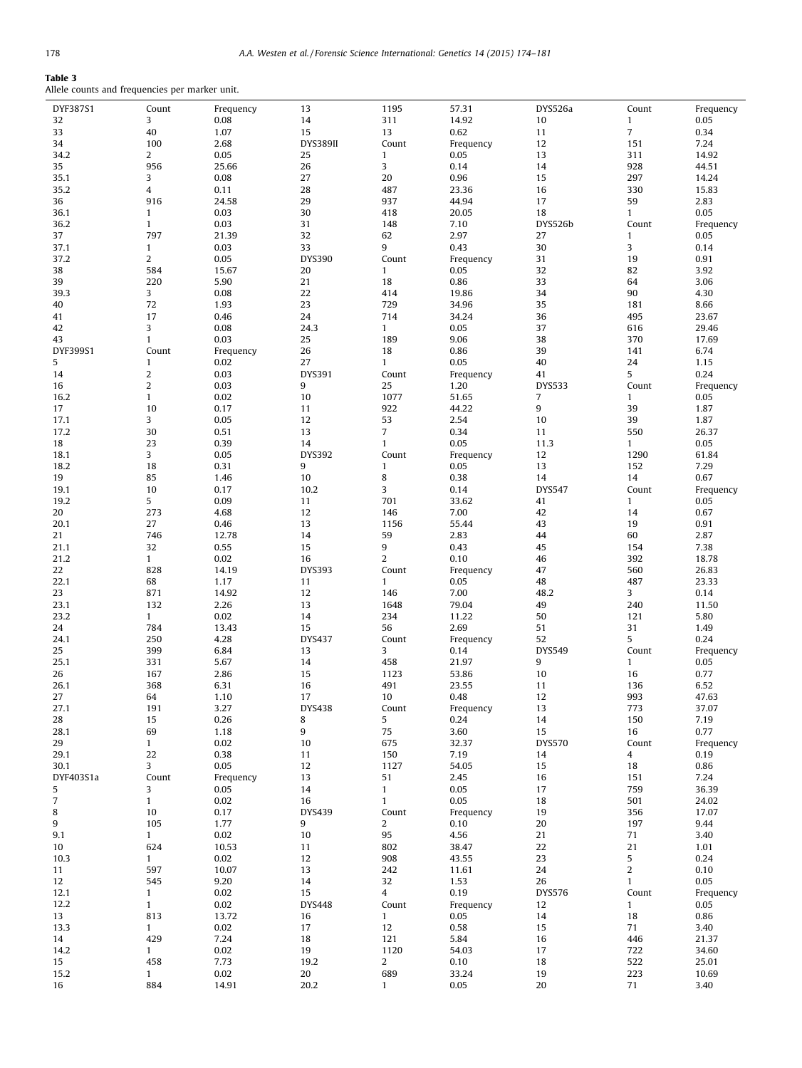**Table 3**
Allele counts and frequencies per marker unit.

| DYF387S1 | Count | Frequency | 13 | 1195 | 57.31 | DYS526a | Count | Frequency |
|---|---|---|---|---|---|---|---|---|
| 32 | 3 | 0.08 | 14 | 311 | 14.92 | 10 | 1 | 0.05 |
| 33 | 40 | 1.07 | 15 | 13 | 0.62 | 11 | 7 | 0.34 |
| 34 | 100 | 2.68 | DYS389II | Count | Frequency | 12 | 151 | 7.24 |
| 34.2 | 2 | 0.05 | 25 | 1 | 0.05 | 13 | 311 | 14.92 |
| 35 | 956 | 25.66 | 26 | 3 | 0.14 | 14 | 928 | 44.51 |
| 35.1 | 3 | 0.08 | 27 | 20 | 0.96 | 15 | 297 | 14.24 |
| 35.2 | 4 | 0.11 | 28 | 487 | 23.36 | 16 | 330 | 15.83 |
| 36 | 916 | 24.58 | 29 | 937 | 44.94 | 17 | 59 | 2.83 |
| 36.1 | 1 | 0.03 | 30 | 418 | 20.05 | 18 | 1 | 0.05 |
| 36.2 | 1 | 0.03 | 31 | 148 | 7.10 | DYS526b | Count | Frequency |
| 37 | 797 | 21.39 | 32 | 62 | 2.97 | 27 | 1 | 0.05 |
| 37.1 | 1 | 0.03 | 33 | 9 | 0.43 | 30 | 3 | 0.14 |
| 37.2 | 2 | 0.05 | DYS390 | Count | Frequency | 31 | 19 | 0.91 |
| 38 | 584 | 15.67 | 20 | 1 | 0.05 | 32 | 82 | 3.92 |
| 39 | 220 | 5.90 | 21 | 18 | 0.86 | 33 | 64 | 3.06 |
| 39.3 | 3 | 0.08 | 22 | 414 | 19.86 | 34 | 90 | 4.30 |
| 40 | 72 | 1.93 | 23 | 729 | 34.96 | 35 | 181 | 8.66 |
| 41 | 17 | 0.46 | 24 | 714 | 34.24 | 36 | 495 | 23.67 |
| 42 | 3 | 0.08 | 24.3 | 1 | 0.05 | 37 | 616 | 29.46 |
| 43 | 1 | 0.03 | 25 | 189 | 9.06 | 38 | 370 | 17.69 |
| DYF399S1 | Count | Frequency | 26 | 18 | 0.86 | 39 | 141 | 6.74 |
| 5 | 1 | 0.02 | 27 | 1 | 0.05 | 40 | 24 | 1.15 |
| 14 | 2 | 0.03 | DYS391 | Count | Frequency | 41 | 5 | 0.24 |
| 16 | 2 | 0.03 | 9 | 25 | 1.20 | DYS533 | Count | Frequency |
| 16.2 | 1 | 0.02 | 10 | 1077 | 51.65 | 7 | 1 | 0.05 |
| 17 | 10 | 0.17 | 11 | 922 | 44.22 | 9 | 39 | 1.87 |
| 17.1 | 3 | 0.05 | 12 | 53 | 2.54 | 10 | 39 | 1.87 |
| 17.2 | 30 | 0.51 | 13 | 7 | 0.34 | 11 | 550 | 26.37 |
| 18 | 23 | 0.39 | 14 | 1 | 0.05 | 11.3 | 1 | 0.05 |
| 18.1 | 3 | 0.05 | DYS392 | Count | Frequency | 12 | 1290 | 61.84 |
| 18.2 | 18 | 0.31 | 9 | 1 | 0.05 | 13 | 152 | 7.29 |
| 19 | 85 | 1.46 | 10 | 8 | 0.38 | 14 | 14 | 0.67 |
| 19.1 | 10 | 0.17 | 10.2 | 3 | 0.14 | DYS547 | Count | Frequency |
| 19.2 | 5 | 0.09 | 11 | 701 | 33.62 | 41 | 1 | 0.05 |
| 20 | 273 | 4.68 | 12 | 146 | 7.00 | 42 | 14 | 0.67 |
| 20.1 | 27 | 0.46 | 13 | 1156 | 55.44 | 43 | 19 | 0.91 |
| 21 | 746 | 12.78 | 14 | 59 | 2.83 | 44 | 60 | 2.87 |
| 21.1 | 32 | 0.55 | 15 | 9 | 0.43 | 45 | 154 | 7.38 |
| 21.2 | 1 | 0.02 | 16 | 2 | 0.10 | 46 | 392 | 18.78 |
| 22 | 828 | 14.19 | DYS393 | Count | Frequency | 47 | 560 | 26.83 |
| 22.1 | 68 | 1.17 | 11 | 1 | 0.05 | 48 | 487 | 23.33 |
| 23 | 871 | 14.92 | 12 | 146 | 7.00 | 48.2 | 3 | 0.14 |
| 23.1 | 132 | 2.26 | 13 | 1648 | 79.04 | 49 | 240 | 11.50 |
| 23.2 | 1 | 0.02 | 14 | 234 | 11.22 | 50 | 121 | 5.80 |
| 24 | 784 | 13.43 | 15 | 56 | 2.69 | 51 | 31 | 1.49 |
| 24.1 | 250 | 4.28 | DYS437 | Count | Frequency | 52 | 5 | 0.24 |
| 25 | 399 | 6.84 | 13 | 3 | 0.14 | DYS549 | Count | Frequency |
| 25.1 | 331 | 5.67 | 14 | 458 | 21.97 | 9 | 1 | 0.05 |
| 26 | 167 | 2.86 | 15 | 1123 | 53.86 | 10 | 16 | 0.77 |
| 26.1 | 368 | 6.31 | 16 | 491 | 23.55 | 11 | 136 | 6.52 |
| 27 | 64 | 1.10 | 17 | 10 | 0.48 | 12 | 993 | 47.63 |
| 27.1 | 191 | 3.27 | DYS438 | Count | Frequency | 13 | 773 | 37.07 |
| 28 | 15 | 0.26 | 8 | 5 | 0.24 | 14 | 150 | 7.19 |
| 28.1 | 69 | 1.18 | 9 | 75 | 3.60 | 15 | 16 | 0.77 |
| 29 | 1 | 0.02 | 10 | 675 | 32.37 | DYS570 | Count | Frequency |
| 29.1 | 22 | 0.38 | 11 | 150 | 7.19 | 14 | 4 | 0.19 |
| 30.1 | 3 | 0.05 | 12 | 1127 | 54.05 | 15 | 18 | 0.86 |
| DYF403S1a | Count | Frequency | 13 | 51 | 2.45 | 16 | 151 | 7.24 |
| 5 | 3 | 0.05 | 14 | 1 | 0.05 | 17 | 759 | 36.39 |
| 7 | 1 | 0.02 | 16 | 1 | 0.05 | 18 | 501 | 24.02 |
| 8 | 10 | 0.17 | DYS439 | Count | Frequency | 19 | 356 | 17.07 |
| 9 | 105 | 1.77 | 9 | 2 | 0.10 | 20 | 197 | 9.44 |
| 9.1 | 1 | 0.02 | 10 | 95 | 4.56 | 21 | 71 | 3.40 |
| 10 | 624 | 10.53 | 11 | 802 | 38.47 | 22 | 21 | 1.01 |
| 10.3 | 1 | 0.02 | 12 | 908 | 43.55 | 23 | 5 | 0.24 |
| 11 | 597 | 10.07 | 13 | 242 | 11.61 | 24 | 2 | 0.10 |
| 12 | 545 | 9.20 | 14 | 32 | 1.53 | 26 | 1 | 0.05 |
| 12.1 | 1 | 0.02 | 15 | 4 | 0.19 | DYS576 | Count | Frequency |
| 12.2 | 1 | 0.02 | DYS448 | Count | Frequency | 12 | 1 | 0.05 |
| 13 | 813 | 13.72 | 16 | 1 | 0.05 | 14 | 18 | 0.86 |
| 13.3 | 1 | 0.02 | 17 | 12 | 0.58 | 15 | 71 | 3.40 |
| 14 | 429 | 7.24 | 18 | 121 | 5.84 | 16 | 446 | 21.37 |
| 14.2 | 1 | 0.02 | 19 | 1120 | 54.03 | 17 | 722 | 34.60 |
| 15 | 458 | 7.73 | 19.2 | 2 | 0.10 | 18 | 522 | 25.01 |
| 15.2 | 1 | 0.02 | 20 | 689 | 33.24 | 19 | 223 | 10.69 |
| 16 | 884 | 14.91 | 20.2 | 1 | 0.05 | 20 | 71 | 3.40 |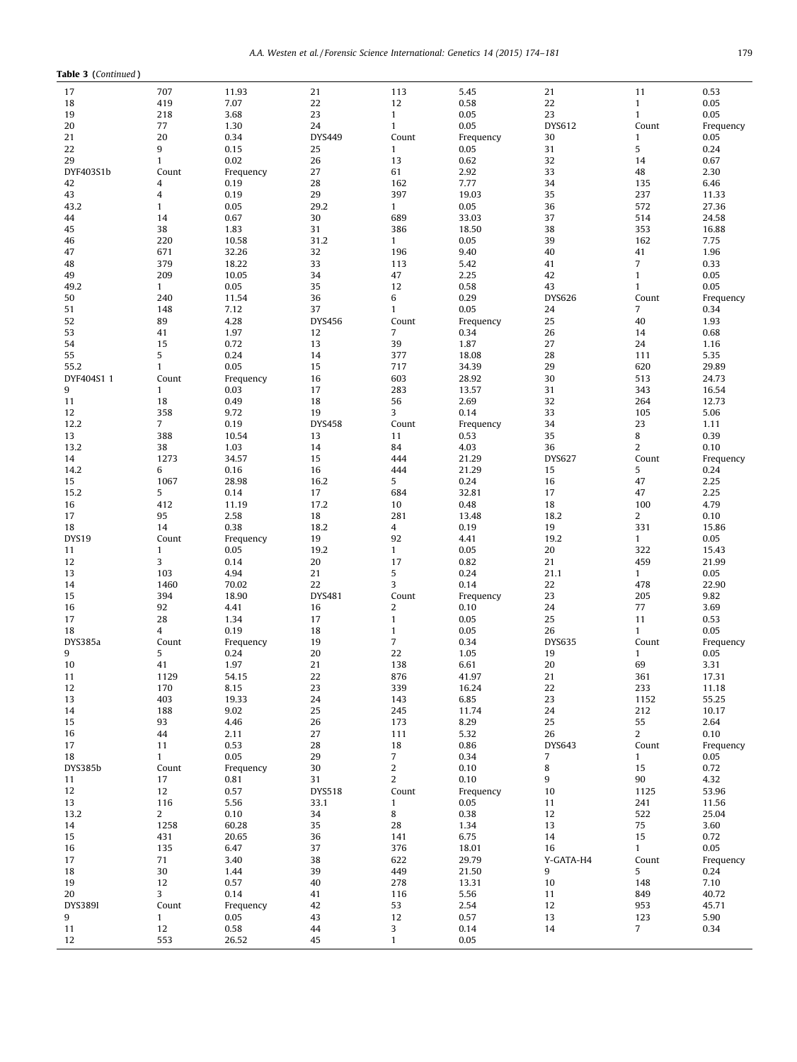**Table 3** (*Continued*)

| | | | | | | | | |
|---|---|---|---|---|---|---|---|---|
| 17 | 707 | 11.93 | 21 | 113 | 5.45 | 21 | 11 | 0.53 |
| 18 | 419 | 7.07 | 22 | 12 | 0.58 | 22 | 1 | 0.05 |
| 19 | 218 | 3.68 | 23 | 1 | 0.05 | 23 | 1 | 0.05 |
| 20 | 77 | 1.30 | 24 | 1 | 0.05 | DYS612 | Count | Frequency |
| 21 | 20 | 0.34 | DYS449 | Count | Frequency | 30 | 1 | 0.05 |
| 22 | 9 | 0.15 | 25 | 1 | 0.05 | 31 | 5 | 0.24 |
| 29 | 1 | 0.02 | 26 | 13 | 0.62 | 32 | 14 | 0.67 |
| DYF403S1b | Count | Frequency | 27 | 61 | 2.92 | 33 | 48 | 2.30 |
| 42 | 4 | 0.19 | 28 | 162 | 7.77 | 34 | 135 | 6.46 |
| 43 | 4 | 0.19 | 29 | 397 | 19.03 | 35 | 237 | 11.33 |
| 43.2 | 1 | 0.05 | 29.2 | 1 | 0.05 | 36 | 572 | 27.36 |
| 44 | 14 | 0.67 | 30 | 689 | 33.03 | 37 | 514 | 24.58 |
| 45 | 38 | 1.83 | 31 | 386 | 18.50 | 38 | 353 | 16.88 |
| 46 | 220 | 10.58 | 31.2 | 1 | 0.05 | 39 | 162 | 7.75 |
| 47 | 671 | 32.26 | 32 | 196 | 9.40 | 40 | 41 | 1.96 |
| 48 | 379 | 18.22 | 33 | 113 | 5.42 | 41 | 7 | 0.33 |
| 49 | 209 | 10.05 | 34 | 47 | 2.25 | 42 | 1 | 0.05 |
| 49.2 | 1 | 0.05 | 35 | 12 | 0.58 | 43 | 1 | 0.05 |
| 50 | 240 | 11.54 | 36 | 6 | 0.29 | DYS626 | Count | Frequency |
| 51 | 148 | 7.12 | 37 | 1 | 0.05 | 24 | 7 | 0.34 |
| 52 | 89 | 4.28 | DYS456 | Count | Frequency | 25 | 40 | 1.93 |
| 53 | 41 | 1.97 | 12 | 7 | 0.34 | 26 | 14 | 0.68 |
| 54 | 15 | 0.72 | 13 | 39 | 1.87 | 27 | 24 | 1.16 |
| 55 | 5 | 0.24 | 14 | 377 | 18.08 | 28 | 111 | 5.35 |
| 55.2 | 1 | 0.05 | 15 | 717 | 34.39 | 29 | 620 | 29.89 |
| DYF404S1 1 | Count | Frequency | 16 | 603 | 28.92 | 30 | 513 | 24.73 |
| 9 | 1 | 0.03 | 17 | 283 | 13.57 | 31 | 343 | 16.54 |
| 11 | 18 | 0.49 | 18 | 56 | 2.69 | 32 | 264 | 12.73 |
| 12 | 358 | 9.72 | 19 | 3 | 0.14 | 33 | 105 | 5.06 |
| 12.2 | 7 | 0.19 | DYS458 | Count | Frequency | 34 | 23 | 1.11 |
| 13 | 388 | 10.54 | 13 | 11 | 0.53 | 35 | 8 | 0.39 |
| 13.2 | 38 | 1.03 | 14 | 84 | 4.03 | 36 | 2 | 0.10 |
| 14 | 1273 | 34.57 | 15 | 444 | 21.29 | DYS627 | Count | Frequency |
| 14.2 | 6 | 0.16 | 16 | 444 | 21.29 | 15 | 5 | 0.24 |
| 15 | 1067 | 28.98 | 16.2 | 5 | 0.24 | 16 | 47 | 2.25 |
| 15.2 | 5 | 0.14 | 17 | 684 | 32.81 | 17 | 47 | 2.25 |
| 16 | 412 | 11.19 | 17.2 | 10 | 0.48 | 18 | 100 | 4.79 |
| 17 | 95 | 2.58 | 18 | 281 | 13.48 | 18.2 | 2 | 0.10 |
| 18 | 14 | 0.38 | 18.2 | 4 | 0.19 | 19 | 331 | 15.86 |
| DYS19 | Count | Frequency | 19 | 92 | 4.41 | 19.2 | 1 | 0.05 |
| 11 | 1 | 0.05 | 19.2 | 1 | 0.05 | 20 | 322 | 15.43 |
| 12 | 3 | 0.14 | 20 | 17 | 0.82 | 21 | 459 | 21.99 |
| 13 | 103 | 4.94 | 21 | 5 | 0.24 | 21.1 | 1 | 0.05 |
| 14 | 1460 | 70.02 | 22 | 3 | 0.14 | 22 | 478 | 22.90 |
| 15 | 394 | 18.90 | DYS481 | Count | Frequency | 23 | 205 | 9.82 |
| 16 | 92 | 4.41 | 16 | 2 | 0.10 | 24 | 77 | 3.69 |
| 17 | 28 | 1.34 | 17 | 1 | 0.05 | 25 | 11 | 0.53 |
| 18 | 4 | 0.19 | 18 | 1 | 0.05 | 26 | 1 | 0.05 |
| DYS385a | Count | Frequency | 19 | 7 | 0.34 | DYS635 | Count | Frequency |
| 9 | 5 | 0.24 | 20 | 22 | 1.05 | 19 | 1 | 0.05 |
| 10 | 41 | 1.97 | 21 | 138 | 6.61 | 20 | 69 | 3.31 |
| 11 | 1129 | 54.15 | 22 | 876 | 41.97 | 21 | 361 | 17.31 |
| 12 | 170 | 8.15 | 23 | 339 | 16.24 | 22 | 233 | 11.18 |
| 13 | 403 | 19.33 | 24 | 143 | 6.85 | 23 | 1152 | 55.25 |
| 14 | 188 | 9.02 | 25 | 245 | 11.74 | 24 | 212 | 10.17 |
| 15 | 93 | 4.46 | 26 | 173 | 8.29 | 25 | 55 | 2.64 |
| 16 | 44 | 2.11 | 27 | 111 | 5.32 | 26 | 2 | 0.10 |
| 17 | 11 | 0.53 | 28 | 18 | 0.86 | DYS643 | Count | Frequency |
| 18 | 1 | 0.05 | 29 | 7 | 0.34 | 7 | 1 | 0.05 |
| DYS385b | Count | Frequency | 30 | 2 | 0.10 | 8 | 15 | 0.72 |
| 11 | 17 | 0.81 | 31 | 2 | 0.10 | 9 | 90 | 4.32 |
| 12 | 12 | 0.57 | DYS518 | Count | Frequency | 10 | 1125 | 53.96 |
| 13 | 116 | 5.56 | 33.1 | 1 | 0.05 | 11 | 241 | 11.56 |
| 13.2 | 2 | 0.10 | 34 | 8 | 0.38 | 12 | 522 | 25.04 |
| 14 | 1258 | 60.28 | 35 | 28 | 1.34 | 13 | 75 | 3.60 |
| 15 | 431 | 20.65 | 36 | 141 | 6.75 | 14 | 15 | 0.72 |
| 16 | 135 | 6.47 | 37 | 376 | 18.01 | 16 | 1 | 0.05 |
| 17 | 71 | 3.40 | 38 | 622 | 29.79 | Y-GATA-H4 | Count | Frequency |
| 18 | 30 | 1.44 | 39 | 449 | 21.50 | 9 | 5 | 0.24 |
| 19 | 12 | 0.57 | 40 | 278 | 13.31 | 10 | 148 | 7.10 |
| 20 | 3 | 0.14 | 41 | 116 | 5.56 | 11 | 849 | 40.72 |
| DYS389I | Count | Frequency | 42 | 53 | 2.54 | 12 | 953 | 45.71 |
| 9 | 1 | 0.05 | 43 | 12 | 0.57 | 13 | 123 | 5.90 |
| 11 | 12 | 0.58 | 44 | 3 | 0.14 | 14 | 7 | 0.34 |
| 12 | 553 | 26.52 | 45 | 1 | 0.05 | | | |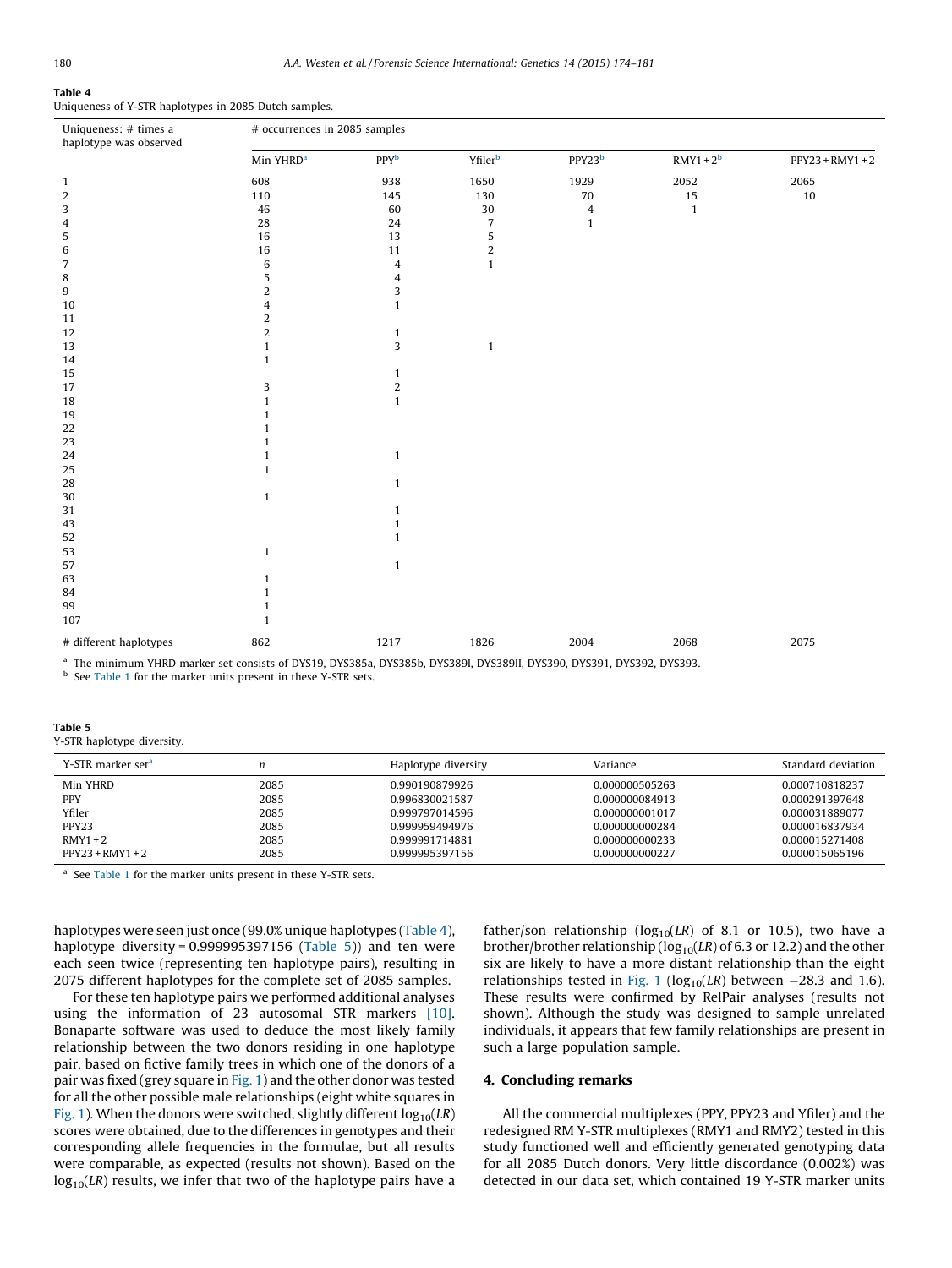**Table 4**
Uniqueness of Y-STR haplotypes in 2085 Dutch samples.

| Uniqueness: # times a haplotype was observed | # occurrences in 2085 samples | | | | | |
|---|---|---|---|---|---|---|
| | Min YHRD[a] | PPY[b] | Yfiler[b] | PPY23[b] | RMY1+2[b] | PPY23+RMY1+2 |
| 1 | 608 | 938 | 1650 | 1929 | 2052 | 2065 |
| 2 | 110 | 145 | 130 | 70 | 15 | 10 |
| 3 | 46 | 60 | 30 | 4 | 1 | |
| 4 | 28 | 24 | 7 | 1 | | |
| 5 | 16 | 13 | 5 | | | |
| 6 | 16 | 11 | 2 | | | |
| 7 | 6 | 4 | 1 | | | |
| 8 | 5 | 4 | | | | |
| 9 | 2 | 3 | | | | |
| 10 | 4 | 1 | | | | |
| 11 | 2 | | | | | |
| 12 | 2 | 1 | | | | |
| 13 | 1 | 3 | 1 | | | |
| 14 | 1 | | | | | |
| 15 | | 1 | | | | |
| 17 | 3 | 2 | | | | |
| 18 | 1 | 1 | | | | |
| 19 | 1 | | | | | |
| 22 | 1 | | | | | |
| 23 | 1 | | | | | |
| 24 | 1 | 1 | | | | |
| 25 | 1 | | | | | |
| 28 | | 1 | | | | |
| 30 | 1 | | | | | |
| 31 | | 1 | | | | |
| 43 | | 1 | | | | |
| 52 | | 1 | | | | |
| 53 | 1 | | | | | |
| 57 | | 1 | | | | |
| 63 | 1 | | | | | |
| 84 | 1 | | | | | |
| 99 | 1 | | | | | |
| 107 | 1 | | | | | |
| # different haplotypes | 862 | 1217 | 1826 | 2004 | 2068 | 2075 |

[a] The minimum YHRD marker set consists of DYS19, DYS385a, DYS385b, DYS389I, DYS389II, DYS390, DYS391, DYS392, DYS393.
[b] See Table 1 for the marker units present in these Y-STR sets.

**Table 5**
Y-STR haplotype diversity.

| Y-STR marker set[a] | $n$ | Haplotype diversity | Variance | Standard deviation |
|---|---|---|---|---|
| Min YHRD | 2085 | 0.990190879926 | 0.000000505263 | 0.000710818237 |
| PPY | 2085 | 0.996830021587 | 0.000000084913 | 0.000291397648 |
| Yfiler | 2085 | 0.999797014596 | 0.000000001017 | 0.000031889077 |
| PPY23 | 2085 | 0.999959494976 | 0.000000000284 | 0.000016837934 |
| RMY1+2 | 2085 | 0.999991714881 | 0.000000000233 | 0.000015271408 |
| PPY23+RMY1+2 | 2085 | 0.999995397156 | 0.000000000227 | 0.000015065196 |

[a] See Table 1 for the marker units present in these Y-STR sets.

haplotypes were seen just once (99.0% unique haplotypes (Table 4), haplotype diversity = 0.999995397156 (Table 5)) and ten were each seen twice (representing ten haplotype pairs), resulting in 2075 different haplotypes for the complete set of 2085 samples.

For these ten haplotype pairs we performed additional analyses using the information of 23 autosomal STR markers [10]. Bonaparte software was used to deduce the most likely family relationship between the two donors residing in one haplotype pair, based on fictive family trees in which one of the donors of a pair was fixed (grey square in Fig. 1) and the other donor was tested for all the other possible male relationships (eight white squares in Fig. 1). When the donors were switched, slightly different $\log_{10}(LR)$ scores were obtained, due to the differences in genotypes and their corresponding allele frequencies in the formulae, but all results were comparable, as expected (results not shown). Based on the $\log_{10}(LR)$ results, we infer that two of the haplotype pairs have a father/son relationship ($\log_{10}(LR)$ of 8.1 or 10.5), two have a brother/brother relationship ($\log_{10}(LR)$ of 6.3 or 12.2) and the other six are likely to have a more distant relationship than the eight relationships tested in Fig. 1 ($\log_{10}(LR)$ between −28.3 and 1.6). These results were confirmed by RelPair analyses (results not shown). Although the study was designed to sample unrelated individuals, it appears that few family relationships are present in such a large population sample.

## 4. Concluding remarks

All the commercial multiplexes (PPY, PPY23 and Yfiler) and the redesigned RM Y-STR multiplexes (RMY1 and RMY2) tested in this study functioned well and efficiently generated genotyping data for all 2085 Dutch donors. Very little discordance (0.002%) was detected in our data set, which contained 19 Y-STR marker units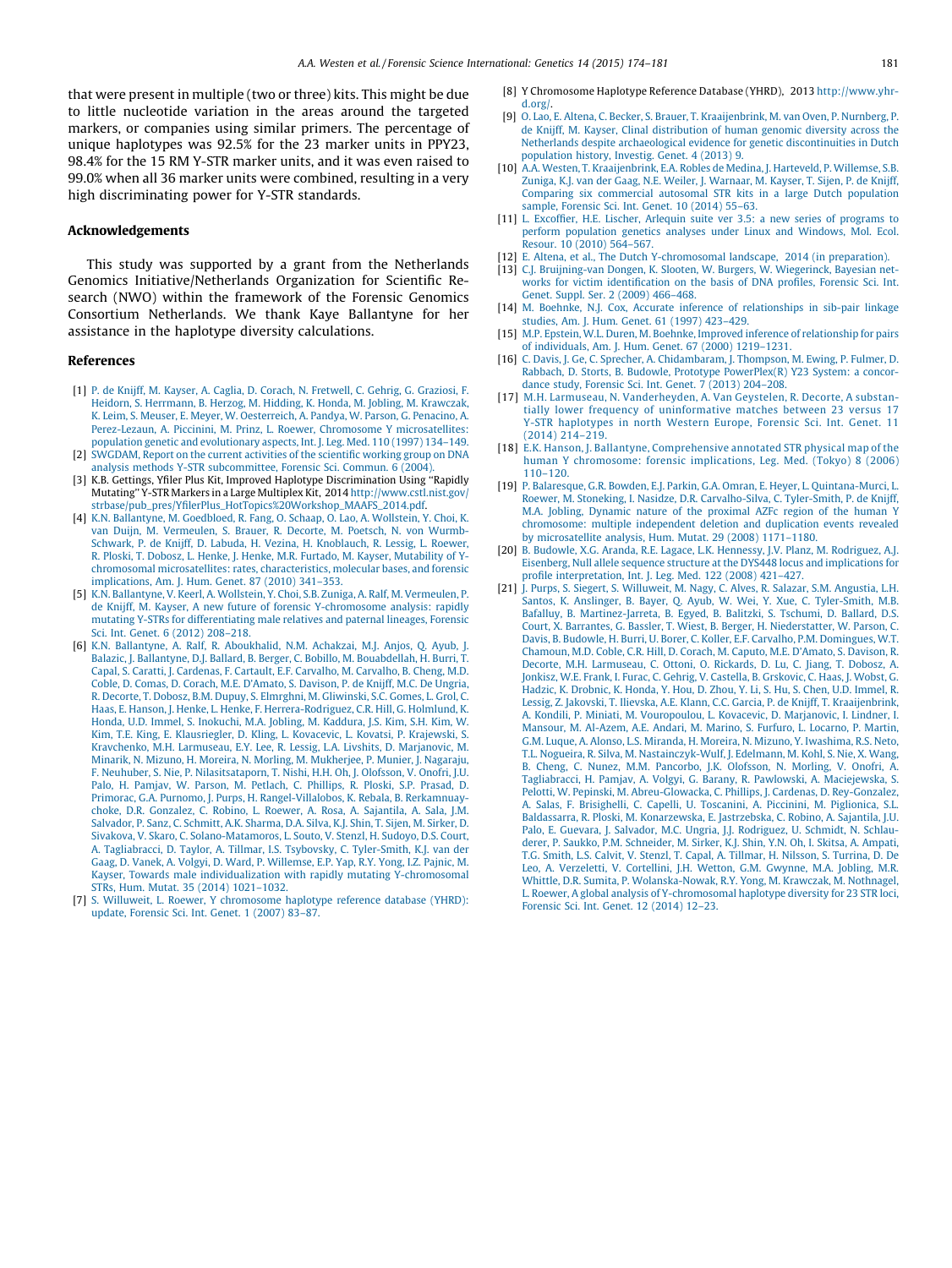that were present in multiple (two or three) kits. This might be due to little nucleotide variation in the areas around the targeted markers, or companies using similar primers. The percentage of unique haplotypes was 92.5% for the 23 marker units in PPY23, 98.4% for the 15 RM Y-STR marker units, and it was even raised to 99.0% when all 36 marker units were combined, resulting in a very high discriminating power for Y-STR standards.

## Acknowledgements

This study was supported by a grant from the Netherlands Genomics Initiative/Netherlands Organization for Scientific Research (NWO) within the framework of the Forensic Genomics Consortium Netherlands. We thank Kaye Ballantyne for her assistance in the haplotype diversity calculations.

## References

[1] P. de Knijff, M. Kayser, A. Caglia, D. Corach, N. Fretwell, C. Gehrig, G. Graziosi, F. Heidorn, S. Herrmann, B. Herzog, M. Hidding, K. Honda, M. Jobling, M. Krawczak, K. Leim, S. Meuser, E. Meyer, W. Oesterreich, A. Pandya, W. Parson, G. Penacino, A. Perez-Lezaun, A. Piccinini, M. Prinz, L. Roewer, Chromosome Y microsatellites: population genetic and evolutionary aspects, Int. J. Leg. Med. 110 (1997) 134–149.

[2] SWGDAM, Report on the current activities of the scientific working group on DNA analysis methods Y-STR subcommittee, Forensic Sci. Commun. 6 (2004).

[3] K.B. Gettings, Yfiler Plus Kit, Improved Haplotype Discrimination Using "Rapidly Mutating" Y-STR Markers in a Large Multiplex Kit, 2014 http://www.cstl.nist.gov/strbase/pub_pres/YfilerPlus_HotTopics%20Workshop_MAAFS_2014.pdf.

[4] K.N. Ballantyne, M. Goedbloed, R. Fang, O. Schaap, O. Lao, A. Wollstein, Y. Choi, K. van Duijn, M. Vermeulen, S. Brauer, R. Decorte, M. Poetsch, N. von Wurmb-Schwark, P. de Knijff, D. Labuda, H. Vezina, H. Knoblauch, R. Lessig, L. Roewer, R. Ploski, T. Dobosz, L. Henke, J. Henke, M.R. Furtado, M. Kayser, Mutability of Y-chromosomal microsatellites: rates, characteristics, molecular bases, and forensic implications, Am. J. Hum. Genet. 87 (2010) 341–353.

[5] K.N. Ballantyne, V. Keerl, A. Wollstein, Y. Choi, S.B. Zuniga, A. Ralf, M. Vermeulen, P. de Knijff, M. Kayser, A new future of forensic Y-chromosome analysis: rapidly mutating Y-STRs for differentiating male relatives and paternal lineages, Forensic Sci. Int. Genet. 6 (2012) 208–218.

[6] K.N. Ballantyne, A. Ralf, R. Aboukhalid, N.M. Achakzai, M.J. Anjos, Q. Ayub, J. Balazic, J. Ballantyne, D.J. Ballard, B. Berger, C. Bobillo, M. Bouabdellah, H. Burri, T. Capal, S. Caratti, J. Cardenas, F. Cartault, E.F. Carvalho, M. Carvalho, B. Cheng, M.D. Coble, D. Comas, D. Corach, M.E. D'Amato, S. Davison, P. de Knijff, M.C. De Ungria, R. Decorte, T. Dobosz, B.M. Dupuy, S. Elmrghni, M. Gliwinski, S.C. Gomes, L. Grol, C. Haas, E. Hanson, J. Henke, L. Henke, F. Herrera-Rodriguez, C.R. Hill, G. Holmlund, K. Honda, U.D. Immel, S. Inokuchi, M.A. Jobling, M. Kaddura, J.S. Kim, S.H. Kim, W. Kim, T.E. King, E. Klausriegler, D. Kling, L. Kovacevic, L. Kovatsi, P. Krajewski, S. Kravchenko, M.H. Larmuseau, E.Y. Lee, R. Lessig, L.A. Livshits, D. Marjanovic, M. Minarik, N. Mizuno, H. Moreira, N. Morling, M. Mukherjee, P. Munier, J. Nagaraju, F. Neuhuber, S. Nie, P. Nilasitsataporn, T. Nishi, H.H. Oh, J. Olofsson, V. Onofri, J.U. Palo, H. Pamjav, W. Parson, M. Petlach, C. Phillips, R. Ploski, S.P. Prasad, D. Primorac, G.A. Purnomo, J. Purps, H. Rangel-Villalobos, K. Rebala, B. Rerkamnuaychoke, D.R. Gonzalez, C. Robino, L. Roewer, A. Rosa, A. Sajantila, A. Sala, J.M. Salvador, P. Sanz, C. Schmitt, A.K. Sharma, D.A. Silva, K.J. Shin, T. Sijen, M. Sirker, D. Sivakova, V. Skaro, C. Solano-Matamoros, L. Souto, V. Stenzl, H. Sudoyo, D.S. Court, A. Tagliabracci, D. Taylor, A. Tillmar, I.S. Tsybovsky, C. Tyler-Smith, K.J. van der Gaag, D. Vanek, A. Volgyi, D. Ward, P. Willemse, E.P. Yap, R.Y. Yong, I.Z. Pajnic, M. Kayser, Towards male individualization with rapidly mutating Y-chromosomal STRs, Hum. Mutat. 35 (2014) 1021–1032.

[7] S. Willuweit, L. Roewer, Y chromosome haplotype reference database (YHRD): update, Forensic Sci. Int. Genet. 1 (2007) 83–87.

[8] Y Chromosome Haplotype Reference Database (YHRD), 2013 http://www.yhrd.org/.

[9] O. Lao, E. Altena, C. Becker, S. Brauer, T. Kraaijenbrink, M. van Oven, P. Nurnberg, P. de Knijff, M. Kayser, Clinal distribution of human genomic diversity across the Netherlands despite archaeological evidence for genetic discontinuities in Dutch population history, Investig. Genet. 4 (2013) 9.

[10] A.A. Westen, T. Kraaijenbrink, E.A. Robles de Medina, J. Harteveld, P. Willemse, S.B. Zuniga, K.J. van der Gaag, N.E. Weiler, J. Warnaar, M. Kayser, T. Sijen, P. de Knijff, Comparing six commercial autosomal STR kits in a large Dutch population sample, Forensic Sci. Int. Genet. 10 (2014) 55–63.

[11] L. Excoffier, H.E. Lischer, Arlequin suite ver 3.5: a new series of programs to perform population genetics analyses under Linux and Windows, Mol. Ecol. Resour. 10 (2010) 564–567.

[12] E. Altena, et al., The Dutch Y-chromosomal landscape, 2014 (in preparation).

[13] C.J. Bruijning-van Dongen, K. Slooten, W. Burgers, W. Wiegerinck, Bayesian networks for victim identification on the basis of DNA profiles, Forensic Sci. Int. Genet. Suppl. Ser. 2 (2009) 466–468.

[14] M. Boehnke, N.J. Cox, Accurate inference of relationships in sib-pair linkage studies, Am. J. Hum. Genet. 61 (1997) 423–429.

[15] M.P. Epstein, W.L. Duren, M. Boehnke, Improved inference of relationship for pairs of individuals, Am. J. Hum. Genet. 67 (2000) 1219–1231.

[16] C. Davis, J. Ge, C. Sprecher, A. Chidambaram, J. Thompson, M. Ewing, P. Fulmer, D. Rabbach, D. Storts, B. Budowle, Prototype PowerPlex(R) Y23 System: a concordance study, Forensic Sci. Int. Genet. 7 (2013) 204–208.

[17] M.H. Larmuseau, N. Vanderheyden, A. Van Geystelen, R. Decorte, A substantially lower frequency of uninformative matches between 23 versus 17 Y-STR haplotypes in north Western Europe, Forensic Sci. Int. Genet. 11 (2014) 214–219.

[18] E.K. Hanson, J. Ballantyne, Comprehensive annotated STR physical map of the human Y chromosome: forensic implications, Leg. Med. (Tokyo) 8 (2006) 110–120.

[19] P. Balaresque, G.R. Bowden, E.J. Parkin, G.A. Omran, E. Heyer, L. Quintana-Murci, L. Roewer, M. Stoneking, I. Nasidze, D.R. Carvalho-Silva, C. Tyler-Smith, P. de Knijff, M.A. Jobling, Dynamic nature of the proximal AZFc region of the human Y chromosome: multiple independent deletion and duplication events revealed by microsatellite analysis, Hum. Mutat. 29 (2008) 1171–1180.

[20] B. Budowle, X.G. Aranda, R.E. Lagace, L.K. Hennessy, J.V. Planz, M. Rodriguez, A.J. Eisenberg, Null allele sequence structure at the DYS448 locus and implications for profile interpretation, Int. J. Leg. Med. 122 (2008) 421–427.

[21] J. Purps, S. Siegert, S. Willuweit, M. Nagy, C. Alves, R. Salazar, S.M. Angustia, L.H. Santos, K. Anslinger, B. Bayer, Q. Ayub, W. Wei, Y. Xue, C. Tyler-Smith, M.B. Bafalluy, B. Martinez-Jarreta, B. Egyed, B. Balitzki, S. Tschumi, D. Ballard, D.S. Court, X. Barrantes, G. Bassler, T. Wiest, B. Berger, H. Niederstatter, W. Parson, C. Davis, B. Budowle, H. Burri, U. Borer, C. Koller, E.F. Carvalho, P.M. Domingues, W.T. Chamoun, M.D. Coble, C.R. Hill, D. Corach, M. Caputo, M.E. D'Amato, S. Davison, R. Decorte, M.H. Larmuseau, C. Ottoni, O. Rickards, D. Lu, C. Jiang, T. Dobosz, A. Jonkisz, W.E. Frank, I. Furac, C. Gehrig, V. Castella, B. Grskovic, C. Haas, J. Wobst, G. Hadzic, K. Drobnic, K. Honda, Y. Hou, D. Zhou, Y. Li, S. Hu, S. Chen, U.D. Immel, R. Lessig, Z. Jakovski, T. Ilievska, A.E. Klann, C.C. Garcia, P. de Knijff, T. Kraaijenbrink, A. Kondili, P. Miniati, M. Vouropoulou, L. Kovacevic, D. Marjanovic, I. Lindner, I. Mansour, M. Al-Azem, A.E. Andari, M. Marino, S. Furfuro, L. Locarno, P. Martin, G.M. Luque, A. Alonso, L.S. Miranda, H. Moreira, N. Mizuno, Y. Iwashima, R.S. Neto, T.L. Nogueira, R. Silva, M. Nastainczyk-Wulf, J. Edelmann, M. Kohl, S. Nie, X. Wang, B. Cheng, C. Nunez, M.M. Pancorbo, J.K. Olofsson, N. Morling, V. Onofri, A. Tagliabracci, H. Pamjav, A. Volgyi, G. Barany, R. Pawlowski, A. Maciejewska, S. Pelotti, W. Pepinski, M. Abreu-Glowacka, C. Phillips, J. Cardenas, D. Rey-Gonzalez, A. Salas, F. Brisighelli, C. Capelli, U. Toscanini, A. Piccinini, M. Piglionica, S.L. Baldassarra, R. Ploski, M. Konarzewska, E. Jastrzebska, C. Robino, A. Sajantila, J.U. Palo, E. Guevara, J. Salvador, M.C. Ungria, J.J. Rodriguez, U. Schmidt, N. Schlauderer, P. Saukko, P.M. Schneider, M. Sirker, K.J. Shin, Y.N. Oh, I. Skitsa, A. Ampati, T.G. Smith, L.S. Calvit, V. Stenzl, T. Capal, A. Tillmar, H. Nilsson, S. Turrina, D. De Leo, A. Verzeletti, V. Cortellini, J.H. Wetton, G.M. Gwynne, M.A. Jobling, M.R. Whittle, D.R. Sumita, P. Wolanska-Nowak, R.Y. Yong, M. Krawczak, M. Nothnagel, L. Roewer, A global analysis of Y-chromosomal haplotype diversity for 23 STR loci, Forensic Sci. Int. Genet. 12 (2014) 12–23.